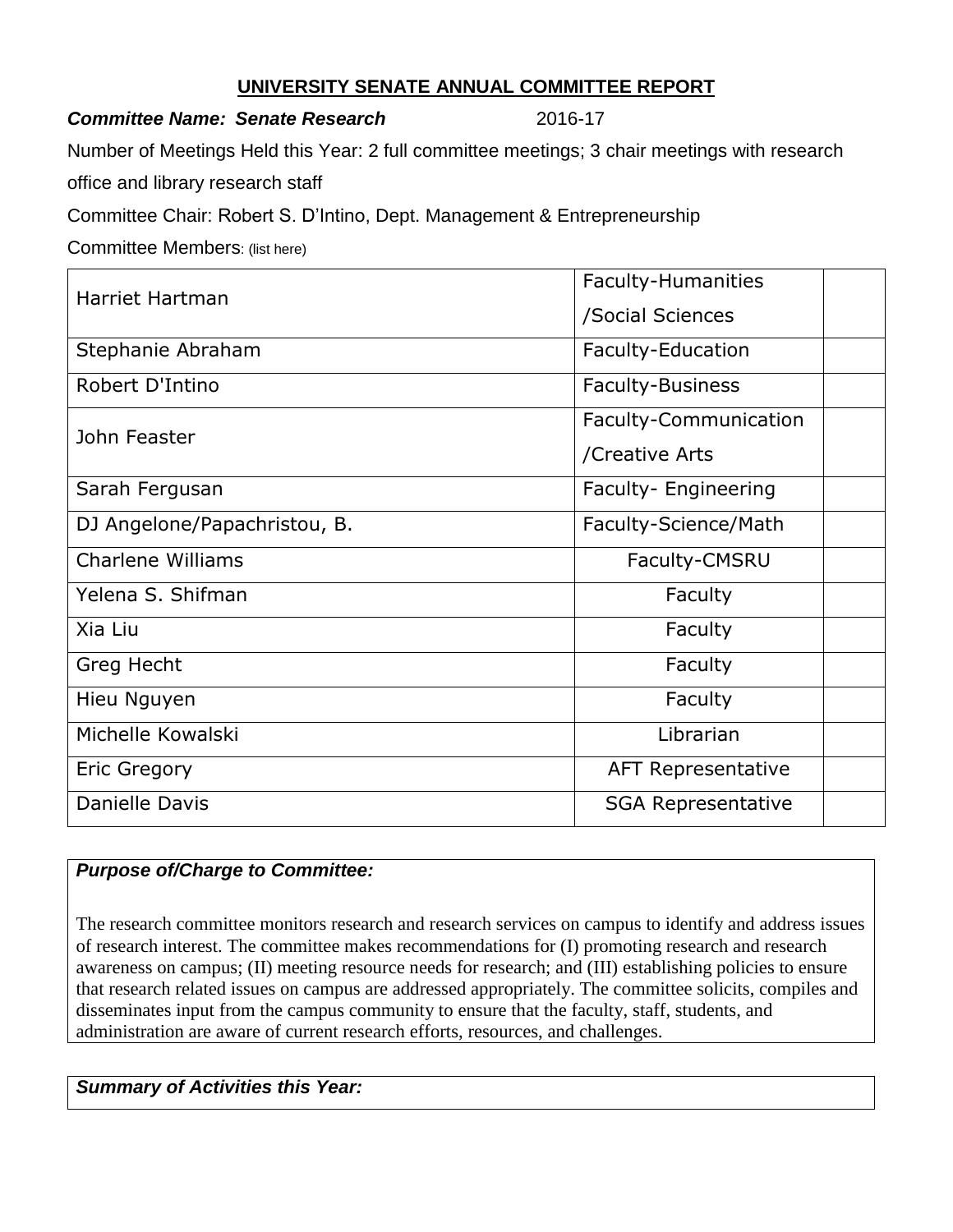# UNIVERSITY SENATE ANNUAL COMMITTEE REPORT

***Committee Name: Senate Research*** 2016-17

Number of Meetings Held this Year: 2 full committee meetings; 3 chair meetings with research office and library research staff

Committee Chair: Robert S. D'Intino, Dept. Management & Entrepreneurship

Committee Members: (list here)

| | | |
|---|---|---|
| Harriet Hartman | Faculty-Humanities /Social Sciences | |
| Stephanie Abraham | Faculty-Education | |
| Robert D'Intino | Faculty-Business | |
| John Feaster | Faculty-Communication /Creative Arts | |
| Sarah Fergusan | Faculty- Engineering | |
| DJ Angelone/Papachristou, B. | Faculty-Science/Math | |
| Charlene Williams | Faculty-CMSRU | |
| Yelena S. Shifman | Faculty | |
| Xia Liu | Faculty | |
| Greg Hecht | Faculty | |
| Hieu Nguyen | Faculty | |
| Michelle Kowalski | Librarian | |
| Eric Gregory | AFT Representative | |
| Danielle Davis | SGA Representative | |

***Purpose of/Charge to Committee:***

The research committee monitors research and research services on campus to identify and address issues of research interest. The committee makes recommendations for (I) promoting research and research awareness on campus; (II) meeting resource needs for research; and (III) establishing policies to ensure that research related issues on campus are addressed appropriately. The committee solicits, compiles and disseminates input from the campus community to ensure that the faculty, staff, students, and administration are aware of current research efforts, resources, and challenges.

***Summary of Activities this Year:***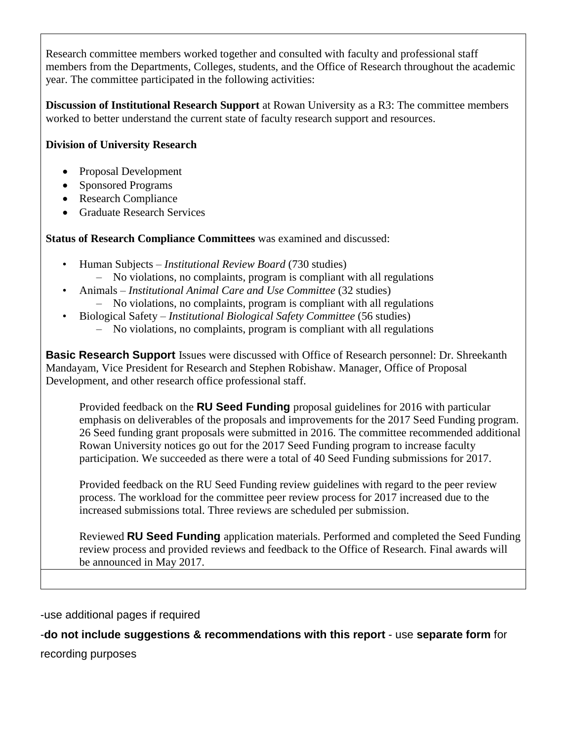Research committee members worked together and consulted with faculty and professional staff members from the Departments, Colleges, students, and the Office of Research throughout the academic year. The committee participated in the following activities:

**Discussion of Institutional Research Support** at Rowan University as a R3: The committee members worked to better understand the current state of faculty research support and resources.

**Division of University Research**

- Proposal Development
- Sponsored Programs
- Research Compliance
- Graduate Research Services

**Status of Research Compliance Committees** was examined and discussed:

- Human Subjects – *Institutional Review Board* (730 studies)
  - No violations, no complaints, program is compliant with all regulations
- Animals – *Institutional Animal Care and Use Committee* (32 studies)
  - No violations, no complaints, program is compliant with all regulations
- Biological Safety – *Institutional Biological Safety Committee* (56 studies)
  - No violations, no complaints, program is compliant with all regulations

**Basic Research Support** Issues were discussed with Office of Research personnel: Dr. Shreekanth Mandayam, Vice President for Research and Stephen Robishaw. Manager, Office of Proposal Development, and other research office professional staff.

Provided feedback on the **RU Seed Funding** proposal guidelines for 2016 with particular emphasis on deliverables of the proposals and improvements for the 2017 Seed Funding program. 26 Seed funding grant proposals were submitted in 2016. The committee recommended additional Rowan University notices go out for the 2017 Seed Funding program to increase faculty participation. We succeeded as there were a total of 40 Seed Funding submissions for 2017.

Provided feedback on the RU Seed Funding review guidelines with regard to the peer review process. The workload for the committee peer review process for 2017 increased due to the increased submissions total. Three reviews are scheduled per submission.

Reviewed **RU Seed Funding** application materials. Performed and completed the Seed Funding review process and provided reviews and feedback to the Office of Research. Final awards will be announced in May 2017.

-use additional pages if required

-**do not include suggestions & recommendations with this report** - use **separate form** for recording purposes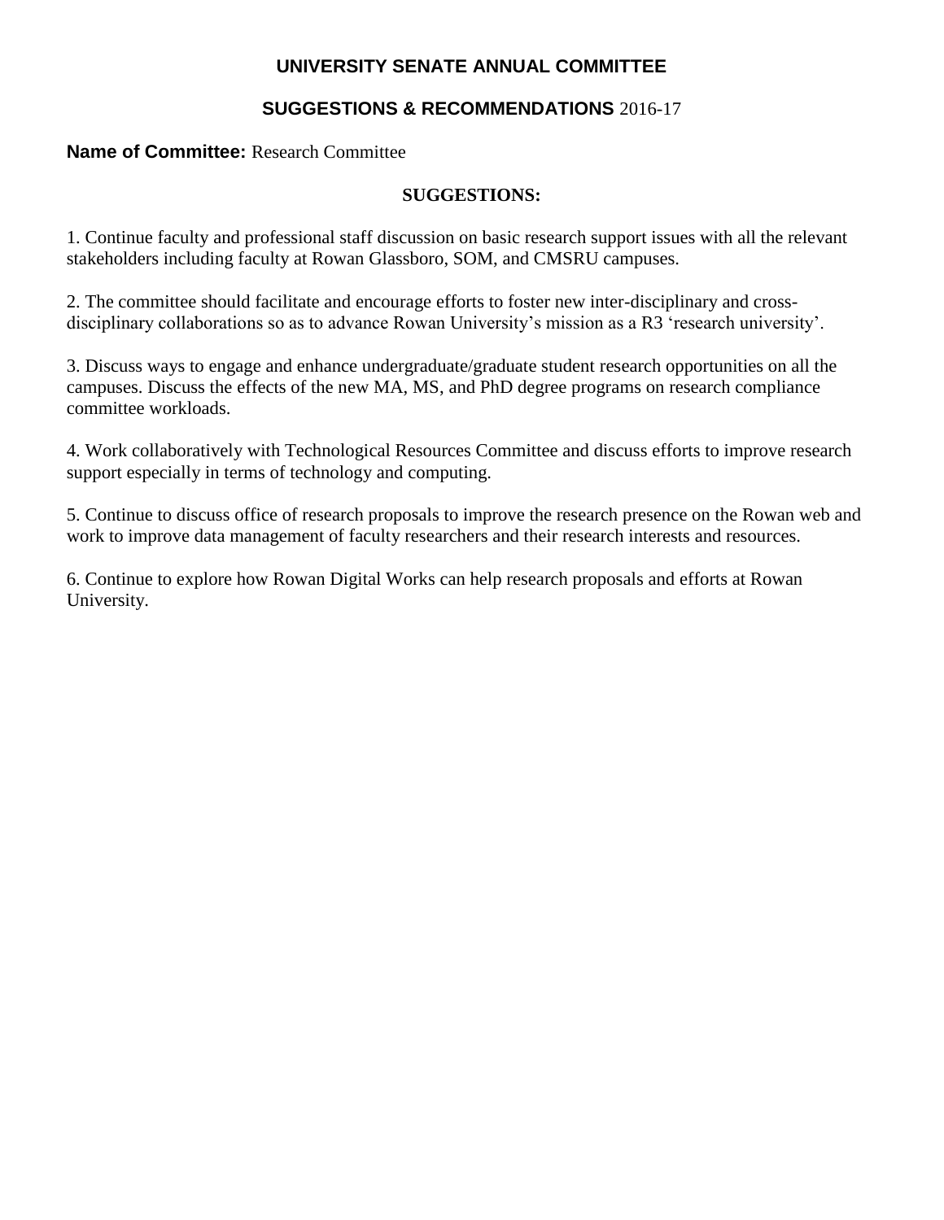# UNIVERSITY SENATE ANNUAL COMMITTEE

## SUGGESTIONS & RECOMMENDATIONS 2016-17

**Name of Committee:** Research Committee

### SUGGESTIONS:

1. Continue faculty and professional staff discussion on basic research support issues with all the relevant stakeholders including faculty at Rowan Glassboro, SOM, and CMSRU campuses.

2. The committee should facilitate and encourage efforts to foster new inter-disciplinary and cross-disciplinary collaborations so as to advance Rowan University's mission as a R3 'research university'.

3. Discuss ways to engage and enhance undergraduate/graduate student research opportunities on all the campuses. Discuss the effects of the new MA, MS, and PhD degree programs on research compliance committee workloads.

4. Work collaboratively with Technological Resources Committee and discuss efforts to improve research support especially in terms of technology and computing.

5. Continue to discuss office of research proposals to improve the research presence on the Rowan web and work to improve data management of faculty researchers and their research interests and resources.

6. Continue to explore how Rowan Digital Works can help research proposals and efforts at Rowan University.